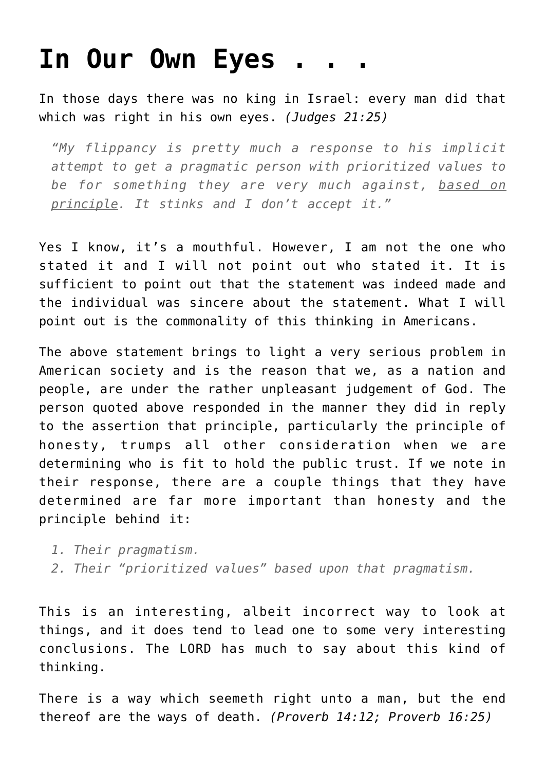# In Our Own Eyes . . .

In those days there was no king in Israel: every man did that which was right in his own eyes. *(Judges 21:25)*

> *"My flippancy is pretty much a response to his implicit attempt to get a pragmatic person with prioritized values to be for something they are very much against, <u>based on principle</u>. It stinks and I don't accept it."*

Yes I know, it's a mouthful. However, I am not the one who stated it and I will not point out who stated it. It is sufficient to point out that the statement was indeed made and the individual was sincere about the statement. What I will point out is the commonality of this thinking in Americans.

The above statement brings to light a very serious problem in American society and is the reason that we, as a nation and people, are under the rather unpleasant judgement of God. The person quoted above responded in the manner they did in reply to the assertion that principle, particularly the principle of honesty, trumps all other consideration when we are determining who is fit to hold the public trust. If we note in their response, there are a couple things that they have determined are far more important than honesty and the principle behind it:

1. *Their pragmatism.*
2. *Their "prioritized values" based upon that pragmatism.*

This is an interesting, albeit incorrect way to look at things, and it does tend to lead one to some very interesting conclusions. The LORD has much to say about this kind of thinking.

There is a way which seemeth right unto a man, but the end thereof are the ways of death. *(Proverb 14:12; Proverb 16:25)*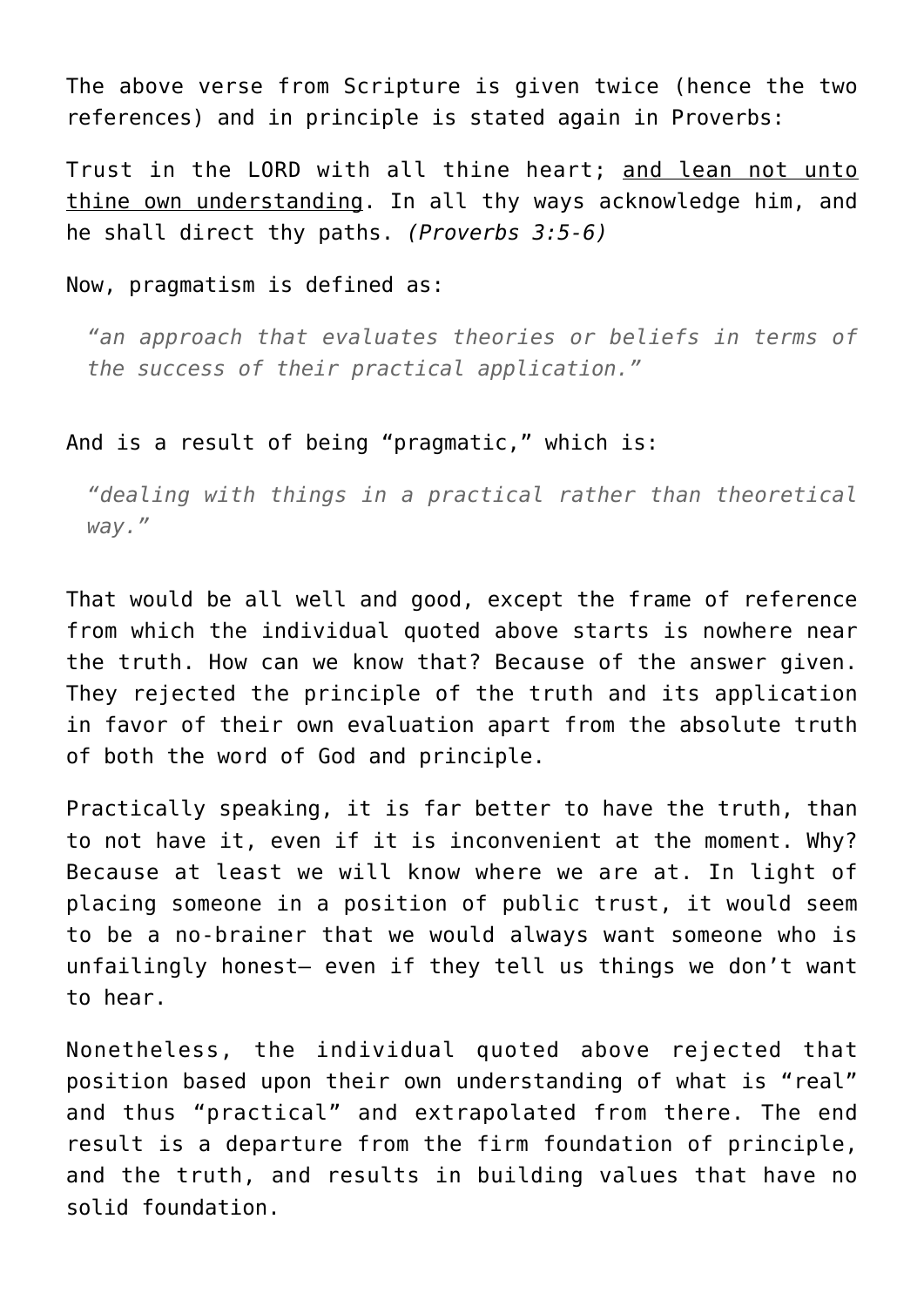The above verse from Scripture is given twice (hence the two references) and in principle is stated again in Proverbs:

Trust in the LORD with all thine heart; <u>and lean not unto thine own understanding</u>. In all thy ways acknowledge him, and he shall direct thy paths. *(Proverbs 3:5-6)*

Now, pragmatism is defined as:

> *"an approach that evaluates theories or beliefs in terms of the success of their practical application."*

And is a result of being "pragmatic," which is:

> *"dealing with things in a practical rather than theoretical way."*

That would be all well and good, except the frame of reference from which the individual quoted above starts is nowhere near the truth. How can we know that? Because of the answer given. They rejected the principle of the truth and its application in favor of their own evaluation apart from the absolute truth of both the word of God and principle.

Practically speaking, it is far better to have the truth, than to not have it, even if it is inconvenient at the moment. Why? Because at least we will know where we are at. In light of placing someone in a position of public trust, it would seem to be a no-brainer that we would always want someone who is unfailingly honest— even if they tell us things we don't want to hear.

Nonetheless, the individual quoted above rejected that position based upon their own understanding of what is "real" and thus "practical" and extrapolated from there. The end result is a departure from the firm foundation of principle, and the truth, and results in building values that have no solid foundation.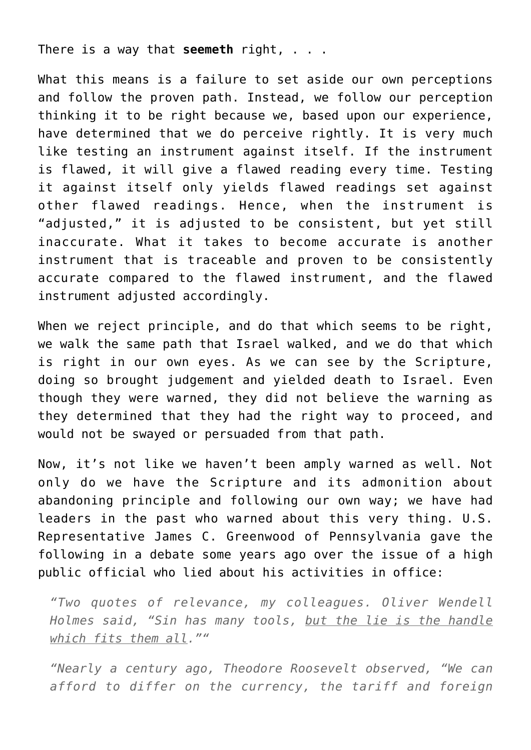There is a way that **seemeth** right, . . .

What this means is a failure to set aside our own perceptions and follow the proven path. Instead, we follow our perception thinking it to be right because we, based upon our experience, have determined that we do perceive rightly. It is very much like testing an instrument against itself. If the instrument is flawed, it will give a flawed reading every time. Testing it against itself only yields flawed readings set against other flawed readings. Hence, when the instrument is "adjusted," it is adjusted to be consistent, but yet still inaccurate. What it takes to become accurate is another instrument that is traceable and proven to be consistently accurate compared to the flawed instrument, and the flawed instrument adjusted accordingly.

When we reject principle, and do that which seems to be right, we walk the same path that Israel walked, and we do that which is right in our own eyes. As we can see by the Scripture, doing so brought judgement and yielded death to Israel. Even though they were warned, they did not believe the warning as they determined that they had the right way to proceed, and would not be swayed or persuaded from that path.

Now, it's not like we haven't been amply warned as well. Not only do we have the Scripture and its admonition about abandoning principle and following our own way; we have had leaders in the past who warned about this very thing. U.S. Representative James C. Greenwood of Pennsylvania gave the following in a debate some years ago over the issue of a high public official who lied about his activities in office:

> *"Two quotes of relevance, my colleagues. Oliver Wendell Holmes said, "Sin has many tools, <u>but the lie is the handle which fits them all</u>.""*
>
> *"Nearly a century ago, Theodore Roosevelt observed, "We can afford to differ on the currency, the tariff and foreign*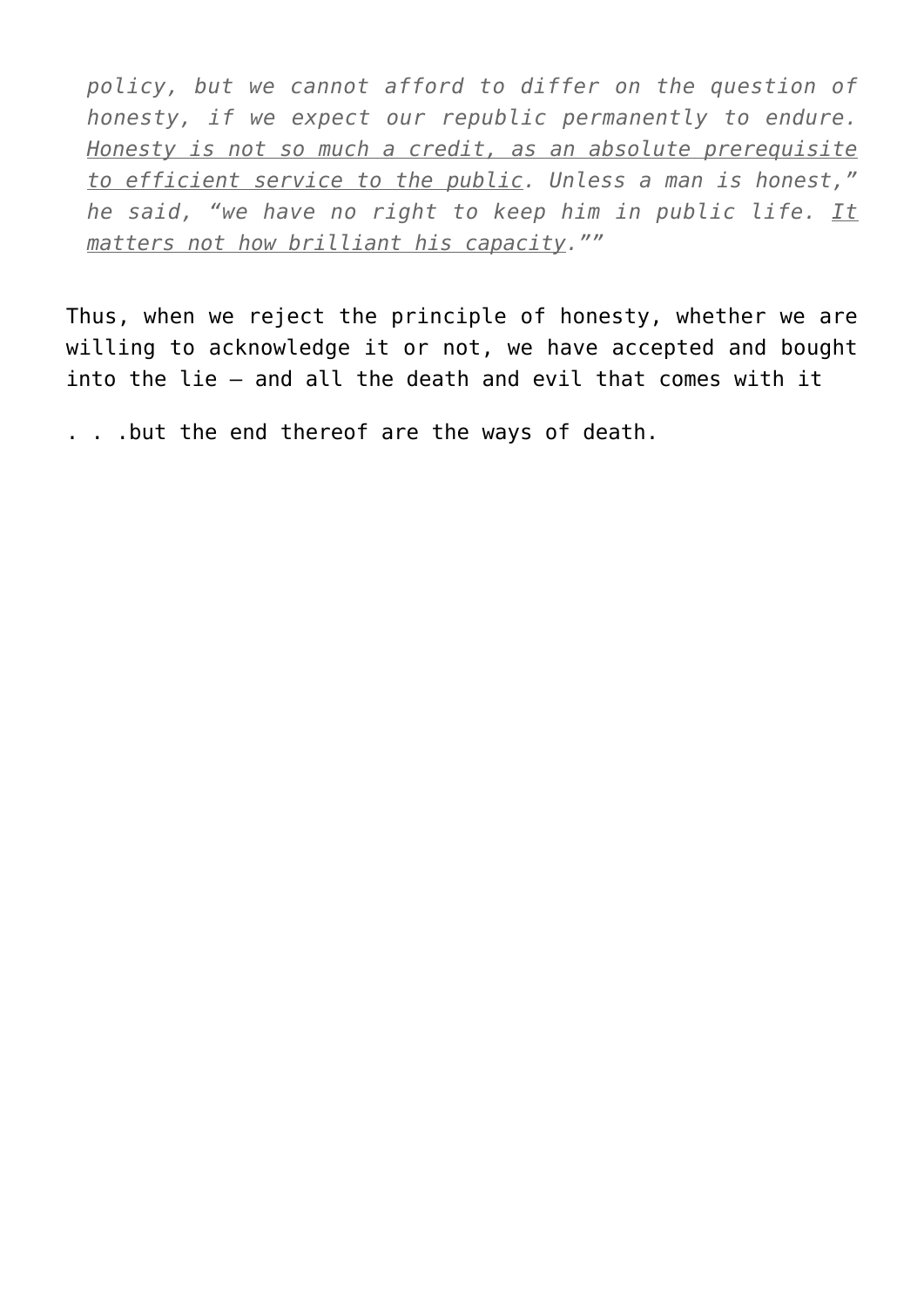> *policy, but we cannot afford to differ on the question of honesty, if we expect our republic permanently to endure. <u>Honesty is not so much a credit, as an absolute prerequisite to efficient service to the public</u>. Unless a man is honest," he said, "we have no right to keep him in public life. <u>It matters not how brilliant his capacity</u>.""*

Thus, when we reject the principle of honesty, whether we are willing to acknowledge it or not, we have accepted and bought into the lie – and all the death and evil that comes with it

. . .but the end thereof are the ways of death.